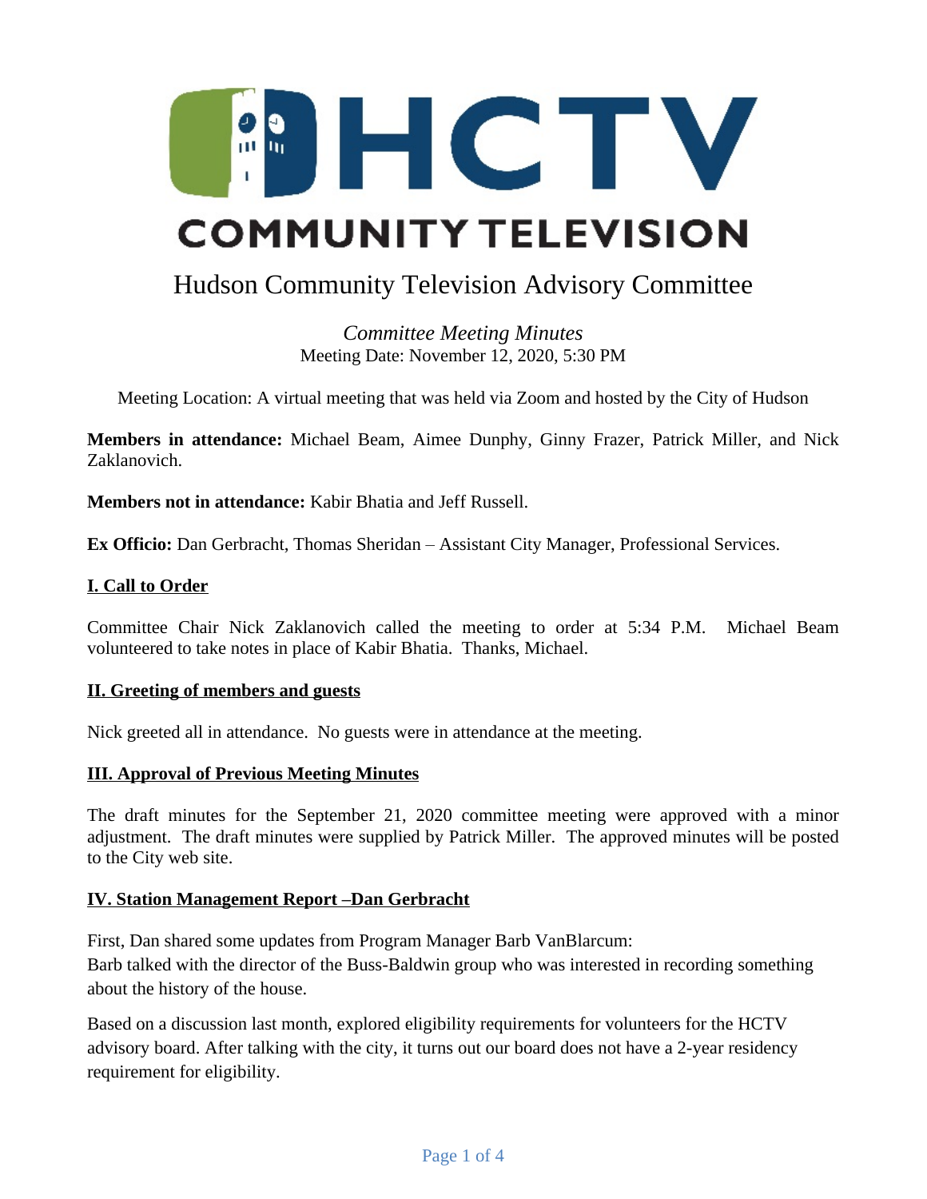# HCTV COMMUNITY TELEVISION

## Hudson Community Television Advisory Committee

*Committee Meeting Minutes*
Meeting Date: November 12, 2020, 5:30 PM

Meeting Location: A virtual meeting that was held via Zoom and hosted by the City of Hudson

**Members in attendance:** Michael Beam, Aimee Dunphy, Ginny Frazer, Patrick Miller, and Nick Zaklanovich.

**Members not in attendance:** Kabir Bhatia and Jeff Russell.

**Ex Officio:** Dan Gerbracht, Thomas Sheridan – Assistant City Manager, Professional Services.

### I. Call to Order

Committee Chair Nick Zaklanovich called the meeting to order at 5:34 P.M. Michael Beam volunteered to take notes in place of Kabir Bhatia. Thanks, Michael.

### II. Greeting of members and guests

Nick greeted all in attendance. No guests were in attendance at the meeting.

### III. Approval of Previous Meeting Minutes

The draft minutes for the September 21, 2020 committee meeting were approved with a minor adjustment. The draft minutes were supplied by Patrick Miller. The approved minutes will be posted to the City web site.

### IV. Station Management Report –Dan Gerbracht

First, Dan shared some updates from Program Manager Barb VanBlarcum:
Barb talked with the director of the Buss-Baldwin group who was interested in recording something about the history of the house.

Based on a discussion last month, explored eligibility requirements for volunteers for the HCTV advisory board. After talking with the city, it turns out our board does not have a 2-year residency requirement for eligibility.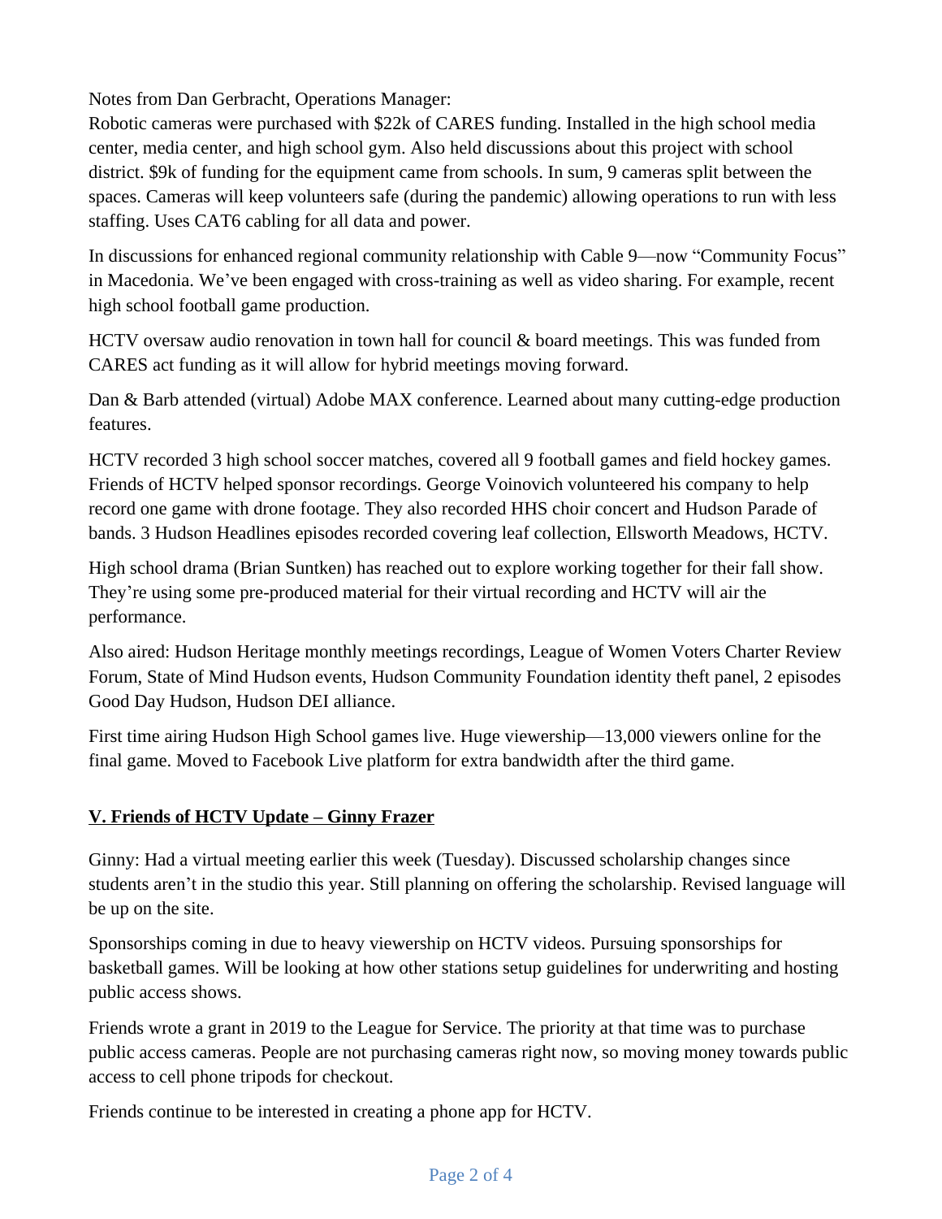Notes from Dan Gerbracht, Operations Manager:
Robotic cameras were purchased with $22k of CARES funding. Installed in the high school media center, media center, and high school gym. Also held discussions about this project with school district. $9k of funding for the equipment came from schools. In sum, 9 cameras split between the spaces. Cameras will keep volunteers safe (during the pandemic) allowing operations to run with less staffing. Uses CAT6 cabling for all data and power.

In discussions for enhanced regional community relationship with Cable 9—now "Community Focus" in Macedonia. We've been engaged with cross-training as well as video sharing. For example, recent high school football game production.

HCTV oversaw audio renovation in town hall for council & board meetings. This was funded from CARES act funding as it will allow for hybrid meetings moving forward.

Dan & Barb attended (virtual) Adobe MAX conference. Learned about many cutting-edge production features.

HCTV recorded 3 high school soccer matches, covered all 9 football games and field hockey games. Friends of HCTV helped sponsor recordings. George Voinovich volunteered his company to help record one game with drone footage. They also recorded HHS choir concert and Hudson Parade of bands. 3 Hudson Headlines episodes recorded covering leaf collection, Ellsworth Meadows, HCTV.

High school drama (Brian Suntken) has reached out to explore working together for their fall show. They're using some pre-produced material for their virtual recording and HCTV will air the performance.

Also aired: Hudson Heritage monthly meetings recordings, League of Women Voters Charter Review Forum, State of Mind Hudson events, Hudson Community Foundation identity theft panel, 2 episodes Good Day Hudson, Hudson DEI alliance.

First time airing Hudson High School games live. Huge viewership—13,000 viewers online for the final game. Moved to Facebook Live platform for extra bandwidth after the third game.

## V. Friends of HCTV Update – Ginny Frazer

Ginny: Had a virtual meeting earlier this week (Tuesday). Discussed scholarship changes since students aren't in the studio this year. Still planning on offering the scholarship. Revised language will be up on the site.

Sponsorships coming in due to heavy viewership on HCTV videos. Pursuing sponsorships for basketball games. Will be looking at how other stations setup guidelines for underwriting and hosting public access shows.

Friends wrote a grant in 2019 to the League for Service. The priority at that time was to purchase public access cameras. People are not purchasing cameras right now, so moving money towards public access to cell phone tripods for checkout.

Friends continue to be interested in creating a phone app for HCTV.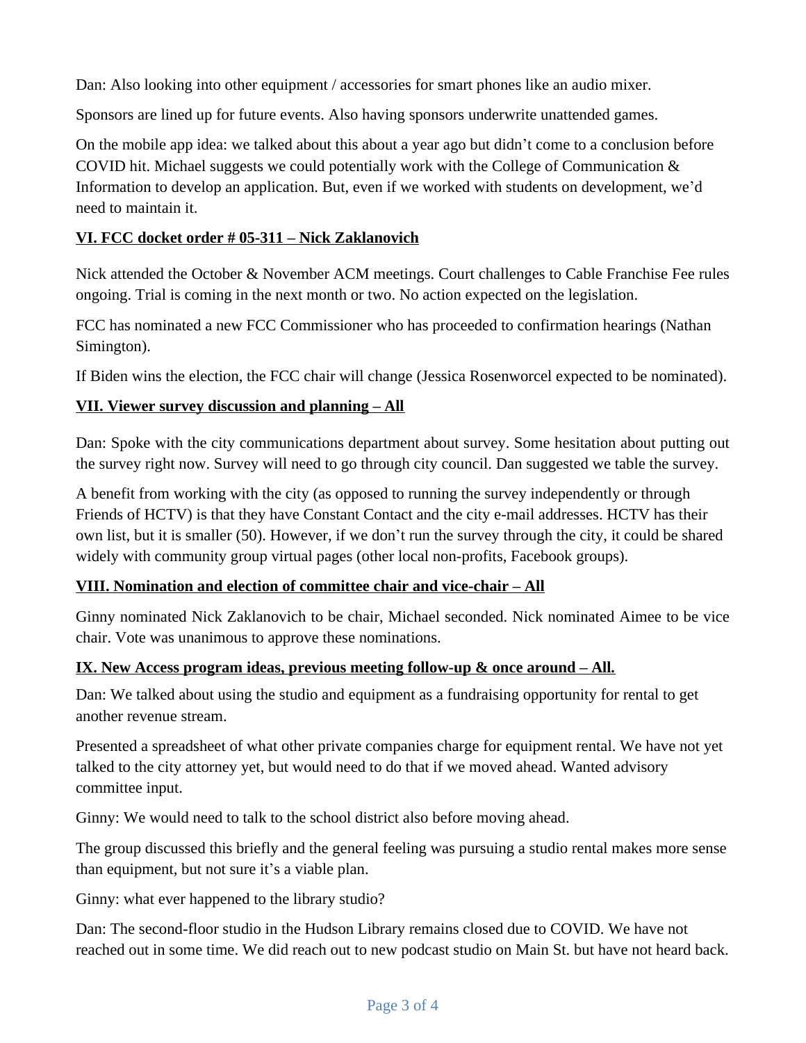Dan: Also looking into other equipment / accessories for smart phones like an audio mixer.

Sponsors are lined up for future events. Also having sponsors underwrite unattended games.

On the mobile app idea: we talked about this about a year ago but didn't come to a conclusion before COVID hit. Michael suggests we could potentially work with the College of Communication & Information to develop an application. But, even if we worked with students on development, we'd need to maintain it.

**VI. FCC docket order # 05-311 – Nick Zaklanovich**

Nick attended the October & November ACM meetings. Court challenges to Cable Franchise Fee rules ongoing. Trial is coming in the next month or two. No action expected on the legislation.

FCC has nominated a new FCC Commissioner who has proceeded to confirmation hearings (Nathan Simington).

If Biden wins the election, the FCC chair will change (Jessica Rosenworcel expected to be nominated).

**VII. Viewer survey discussion and planning – All**

Dan: Spoke with the city communications department about survey. Some hesitation about putting out the survey right now. Survey will need to go through city council. Dan suggested we table the survey.

A benefit from working with the city (as opposed to running the survey independently or through Friends of HCTV) is that they have Constant Contact and the city e-mail addresses. HCTV has their own list, but it is smaller (50). However, if we don't run the survey through the city, it could be shared widely with community group virtual pages (other local non-profits, Facebook groups).

**VIII. Nomination and election of committee chair and vice-chair – All**

Ginny nominated Nick Zaklanovich to be chair, Michael seconded. Nick nominated Aimee to be vice chair. Vote was unanimous to approve these nominations.

**IX. New Access program ideas, previous meeting follow-up & once around – All.**

Dan: We talked about using the studio and equipment as a fundraising opportunity for rental to get another revenue stream.

Presented a spreadsheet of what other private companies charge for equipment rental. We have not yet talked to the city attorney yet, but would need to do that if we moved ahead. Wanted advisory committee input.

Ginny: We would need to talk to the school district also before moving ahead.

The group discussed this briefly and the general feeling was pursuing a studio rental makes more sense than equipment, but not sure it's a viable plan.

Ginny: what ever happened to the library studio?

Dan: The second-floor studio in the Hudson Library remains closed due to COVID. We have not reached out in some time. We did reach out to new podcast studio on Main St. but have not heard back.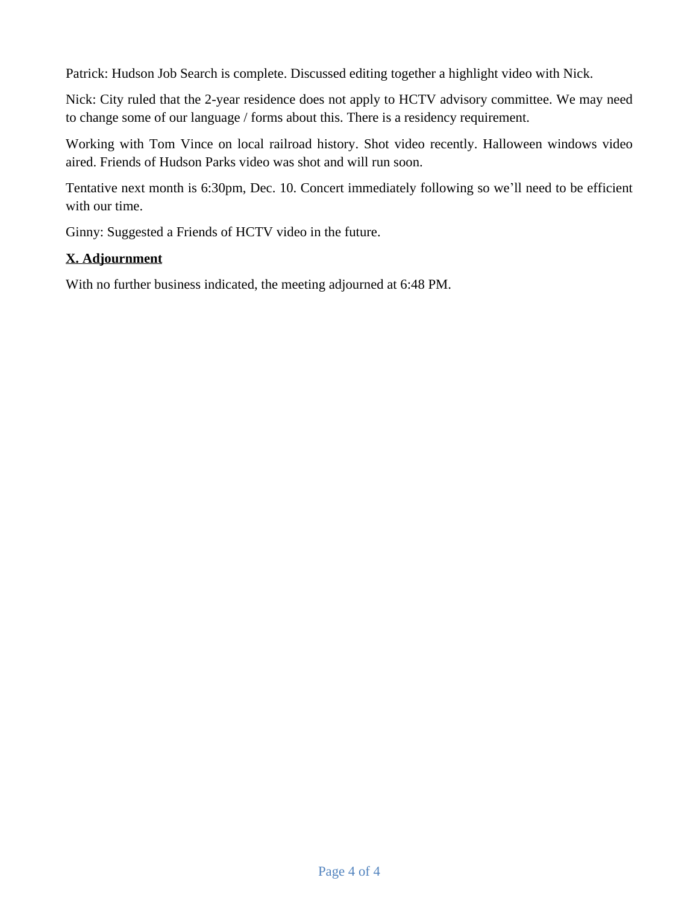Patrick: Hudson Job Search is complete. Discussed editing together a highlight video with Nick.

Nick: City ruled that the 2-year residence does not apply to HCTV advisory committee. We may need to change some of our language / forms about this. There is a residency requirement.

Working with Tom Vince on local railroad history. Shot video recently. Halloween windows video aired. Friends of Hudson Parks video was shot and will run soon.

Tentative next month is 6:30pm, Dec. 10. Concert immediately following so we'll need to be efficient with our time.

Ginny: Suggested a Friends of HCTV video in the future.

**X. Adjournment**

With no further business indicated, the meeting adjourned at 6:48 PM.